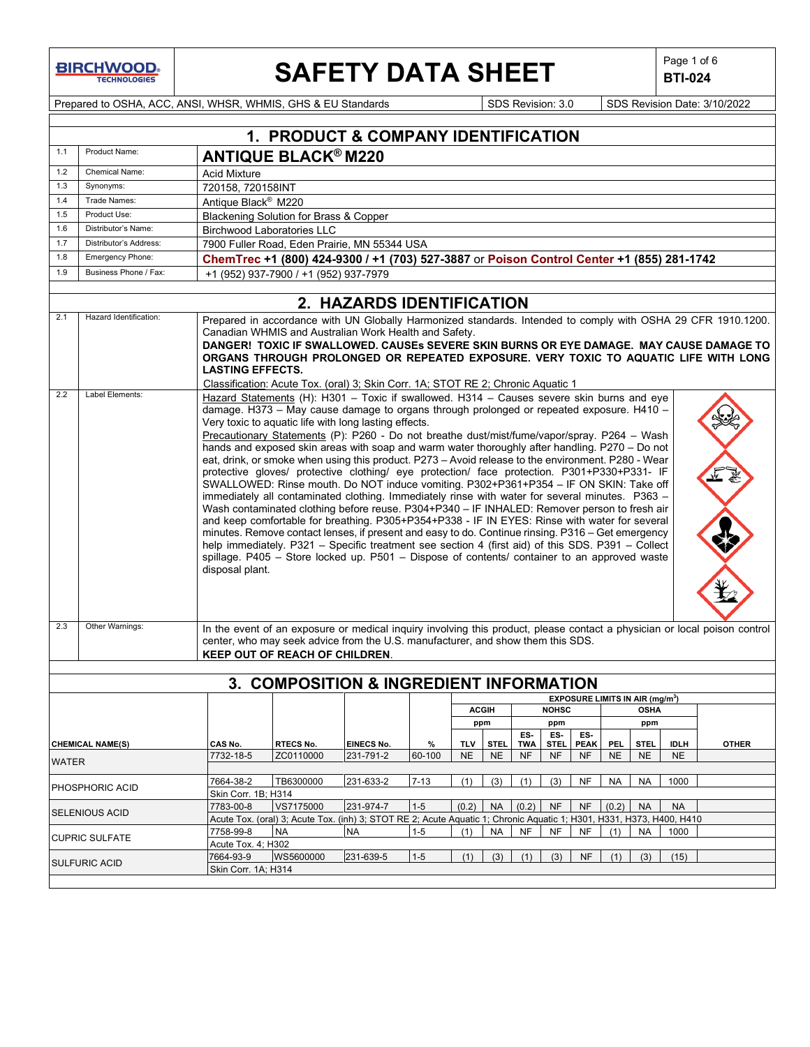# SAFETY DATA SHEET

**BTI-024**

Prepared to OSHA, ACC, ANSI, WHSR, WHMIS, GHS & EU Standards | SDS Revision: 3.0 | SDS Revision Date: 3/10/2022

## 1. PRODUCT & COMPANY IDENTIFICATION

| | | |
|---|---|---|
| 1.1 | Product Name: | **ANTIQUE BLACK® M220** |
| 1.2 | Chemical Name: | Acid Mixture |
| 1.3 | Synonyms: | 720158, 720158INT |
| 1.4 | Trade Names: | Antique Black® M220 |
| 1.5 | Product Use: | Blackening Solution for Brass & Copper |
| 1.6 | Distributor's Name: | Birchwood Laboratories LLC |
| 1.7 | Distributor's Address: | 7900 Fuller Road, Eden Prairie, MN 55344 USA |
| 1.8 | Emergency Phone: | **ChemTrec +1 (800) 424-9300 / +1 (703) 527-3887** or **Poison Control Center +1 (855) 281-1742** |
| 1.9 | Business Phone / Fax: | +1 (952) 937-7900 / +1 (952) 937-7979 |

## 2. HAZARDS IDENTIFICATION

**2.1 Hazard Identification:**

Prepared in accordance with UN Globally Harmonized standards. Intended to comply with OSHA 29 CFR 1910.1200. Canadian WHMIS and Australian Work Health and Safety.

**DANGER! TOXIC IF SWALLOWED. CAUSEs SEVERE SKIN BURNS OR EYE DAMAGE. MAY CAUSE DAMAGE TO ORGANS THROUGH PROLONGED OR REPEATED EXPOSURE. VERY TOXIC TO AQUATIC LIFE WITH LONG LASTING EFFECTS.**

Classification: Acute Tox. (oral) 3; Skin Corr. 1A; STOT RE 2; Chronic Aquatic 1

**2.2 Label Elements:**

Hazard Statements (H): H301 – Toxic if swallowed. H314 – Causes severe skin burns and eye damage. H373 – May cause damage to organs through prolonged or repeated exposure. H410 – Very toxic to aquatic life with long lasting effects.

Precautionary Statements (P): P260 - Do not breathe dust/mist/fume/vapor/spray. P264 – Wash hands and exposed skin areas with soap and warm water thoroughly after handling. P270 – Do not eat, drink, or smoke when using this product. P273 – Avoid release to the environment. P280 - Wear protective gloves/ protective clothing/ eye protection/ face protection. P301+P330+P331- IF SWALLOWED: Rinse mouth. Do NOT induce vomiting. P302+P361+P354 – IF ON SKIN: Take off immediately all contaminated clothing. Immediately rinse with water for several minutes. P363 – Wash contaminated clothing before reuse. P304+P340 – IF INHALED: Remover person to fresh air and keep comfortable for breathing. P305+P354+P338 - IF IN EYES: Rinse with water for several minutes. Remove contact lenses, if present and easy to do. Continue rinsing. P316 – Get emergency help immediately. P321 – Specific treatment see section 4 (first aid) of this SDS. P391 – Collect spillage. P405 – Store locked up. P501 – Dispose of contents/ container to an approved waste disposal plant.

**2.3 Other Warnings:**

In the event of an exposure or medical inquiry involving this product, please contact a physician or local poison control center, who may seek advice from the U.S. manufacturer, and show them this SDS.
**KEEP OUT OF REACH OF CHILDREN**.

## 3. COMPOSITION & INGREDIENT INFORMATION

| | | | | | EXPOSURE LIMITS IN AIR ($mg/m^3$) | | | | | | | | | |
|---|---|---|---|---|---|---|---|---|---|---|---|---|---|---|
| | | | | | ACGIH | | NOHSC | | | OSHA | | | | |
| | | | | | ppm | | ppm | | | ppm | | | | |
| **CHEMICAL NAME(S)** | **CAS No.** | **RTECS No.** | **EINECS No.** | **%** | **TLV** | **STEL** | **ES-TWA** | **ES-STEL** | **ES-PEAK** | **PEL** | **STEL** | **IDLH** | **OTHER** |
| WATER | 7732-18-5 | ZC0110000 | 231-791-2 | 60-100 | NE | NE | NF | NF | NF | NE | NE | NE | |
| PHOSPHORIC ACID | 7664-38-2 | TB6300000 | 231-633-2 | 7-13 | (1) | (3) | (1) | (3) | NF | NA | NA | 1000 | |
| | Skin Corr. 1B; H314 | | | | | | | | | | | | |
| SELENIOUS ACID | 7783-00-8 | VS7175000 | 231-974-7 | 1-5 | (0.2) | NA | (0.2) | NF | NF | (0.2) | NA | NA | |
| | Acute Tox. (oral) 3; Acute Tox. (inh) 3; STOT RE 2; Acute Aquatic 1; Chronic Aquatic 1; H301, H331, H373, H400, H410 | | | | | | | | | | | | |
| CUPRIC SULFATE | 7758-99-8 | NA | NA | 1-5 | (1) | NA | NF | NF | NF | (1) | NA | 1000 | |
| | Acute Tox. 4; H302 | | | | | | | | | | | | |
| SULFURIC ACID | 7664-93-9 | WS5600000 | 231-639-5 | 1-5 | (1) | (3) | (1) | (3) | NF | (1) | (3) | (15) | |
| | Skin Corr. 1A; H314 | | | | | | | | | | | | |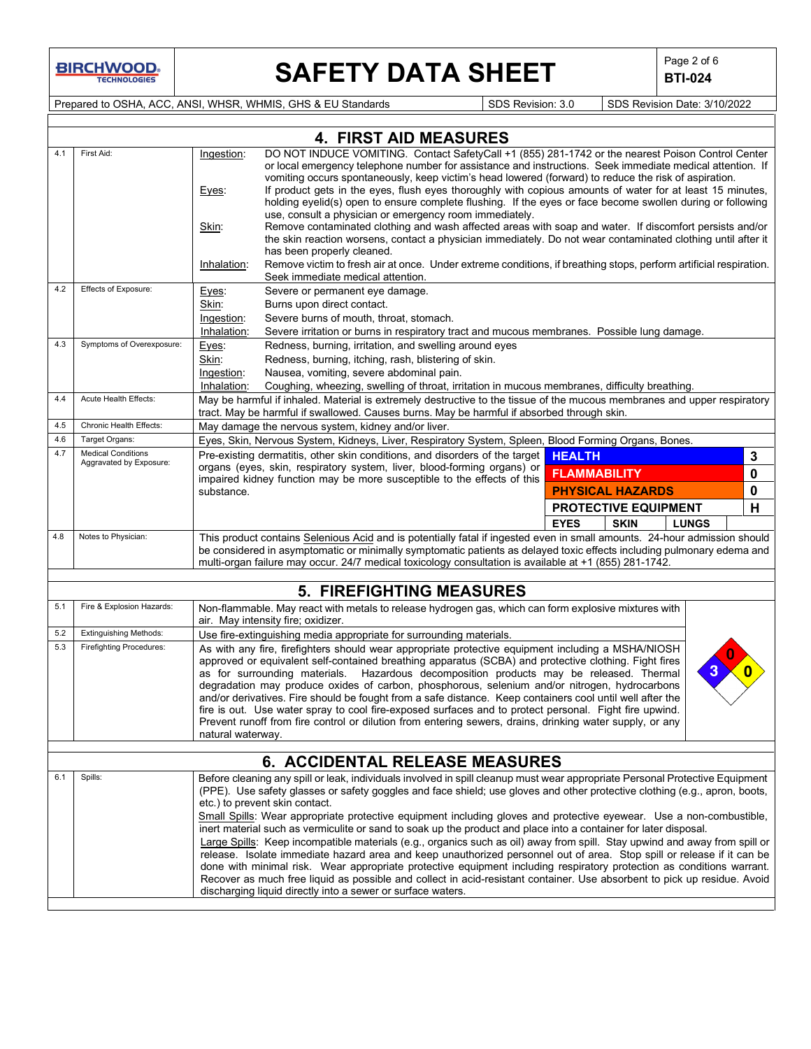## 4. FIRST AID MEASURES

| | | |
|---|---|---|
| 4.1 | First Aid: | Ingestion: DO NOT INDUCE VOMITING. Contact SafetyCall +1 (855) 281-1742 or the nearest Poison Control Center or local emergency telephone number for assistance and instructions. Seek immediate medical attention. If vomiting occurs spontaneously, keep victim's head lowered (forward) to reduce the risk of aspiration.<br>Eyes: If product gets in the eyes, flush eyes thoroughly with copious amounts of water for at least 15 minutes, holding eyelid(s) open to ensure complete flushing. If the eyes or face become swollen during or following use, consult a physician or emergency room immediately.<br>Skin: Remove contaminated clothing and wash affected areas with soap and water. If discomfort persists and/or the skin reaction worsens, contact a physician immediately. Do not wear contaminated clothing until after it has been properly cleaned.<br>Inhalation: Remove victim to fresh air at once. Under extreme conditions, if breathing stops, perform artificial respiration. Seek immediate medical attention. |
| 4.2 | Effects of Exposure: | Eyes: Severe or permanent eye damage.<br>Skin: Burns upon direct contact.<br>Ingestion: Severe burns of mouth, throat, stomach.<br>Inhalation: Severe irritation or burns in respiratory tract and mucous membranes. Possible lung damage. |
| 4.3 | Symptoms of Overexposure: | Eyes: Redness, burning, irritation, and swelling around eyes<br>Skin: Redness, burning, itching, rash, blistering of skin.<br>Ingestion: Nausea, vomiting, severe abdominal pain.<br>Inhalation: Coughing, wheezing, swelling of throat, irritation in mucous membranes, difficulty breathing. |
| 4.4 | Acute Health Effects: | May be harmful if inhaled. Material is extremely destructive to the tissue of the mucous membranes and upper respiratory tract. May be harmful if swallowed. Causes burns. May be harmful if absorbed through skin. |
| 4.5 | Chronic Health Effects: | May damage the nervous system, kidney and/or liver. |
| 4.6 | Target Organs: | Eyes, Skin, Nervous System, Kidneys, Liver, Respiratory System, Spleen, Blood Forming Organs, Bones. |
| 4.7 | Medical Conditions Aggravated by Exposure: | Pre-existing dermatitis, other skin conditions, and disorders of the target organs (eyes, skin, respiratory system, liver, blood-forming organs) or impaired kidney function may be more susceptible to the effects of this substance. |
| 4.8 | Notes to Physician: | This product contains Selenious Acid and is potentially fatal if ingested even in small amounts. 24-hour admission should be considered in asymptomatic or minimally symptomatic patients as delayed toxic effects including pulmonary edema and multi-organ failure may occur. 24/7 medical toxicology consultation is available at +1 (855) 281-1742. |

| HMIS | | | |
|---|---|---|---|
| HEALTH | | | 3 |
| FLAMMABILITY | | | 0 |
| PHYSICAL HAZARDS | | | 0 |
| PROTECTIVE EQUIPMENT | | | H |
| EYES | SKIN | LUNGS | |

## 5. FIREFIGHTING MEASURES

| | | |
|---|---|---|
| 5.1 | Fire & Explosion Hazards: | Non-flammable. May react with metals to release hydrogen gas, which can form explosive mixtures with air. May intensity fire; oxidizer. |
| 5.2 | Extinguishing Methods: | Use fire-extinguishing media appropriate for surrounding materials. |
| 5.3 | Firefighting Procedures: | As with any fire, firefighters should wear appropriate protective equipment including a MSHA/NIOSH approved or equivalent self-contained breathing apparatus (SCBA) and protective clothing. Fight fires as for surrounding materials. Hazardous decomposition products may be released. Thermal degradation may produce oxides of carbon, phosphorous, selenium and/or nitrogen, hydrocarbons and/or derivatives. Fire should be fought from a safe distance. Keep containers cool until well after the fire is out. Use water spray to cool fire-exposed surfaces and to protect personal. Fight fire upwind. Prevent runoff from fire control or dilution from entering sewers, drains, drinking water supply, or any natural waterway. |

NFPA: Health 3, Flammability 0, Instability 0

## 6. ACCIDENTAL RELEASE MEASURES

| | | |
|---|---|---|
| 6.1 | Spills: | Before cleaning any spill or leak, individuals involved in spill cleanup must wear appropriate Personal Protective Equipment (PPE). Use safety glasses or safety goggles and face shield; use gloves and other protective clothing (e.g., apron, boots, etc.) to prevent skin contact.<br>Small Spills: Wear appropriate protective equipment including gloves and protective eyewear. Use a non-combustible, inert material such as vermiculite or sand to soak up the product and place into a container for later disposal.<br>Large Spills: Keep incompatible materials (e.g., organics such as oil) away from spill. Stay upwind and away from spill or release. Isolate immediate hazard area and keep unauthorized personnel out of area. Stop spill or release if it can be done with minimal risk. Wear appropriate protective equipment including respiratory protection as conditions warrant. Recover as much free liquid as possible and collect in acid-resistant container. Use absorbent to pick up residue. Avoid discharging liquid directly into a sewer or surface waters. |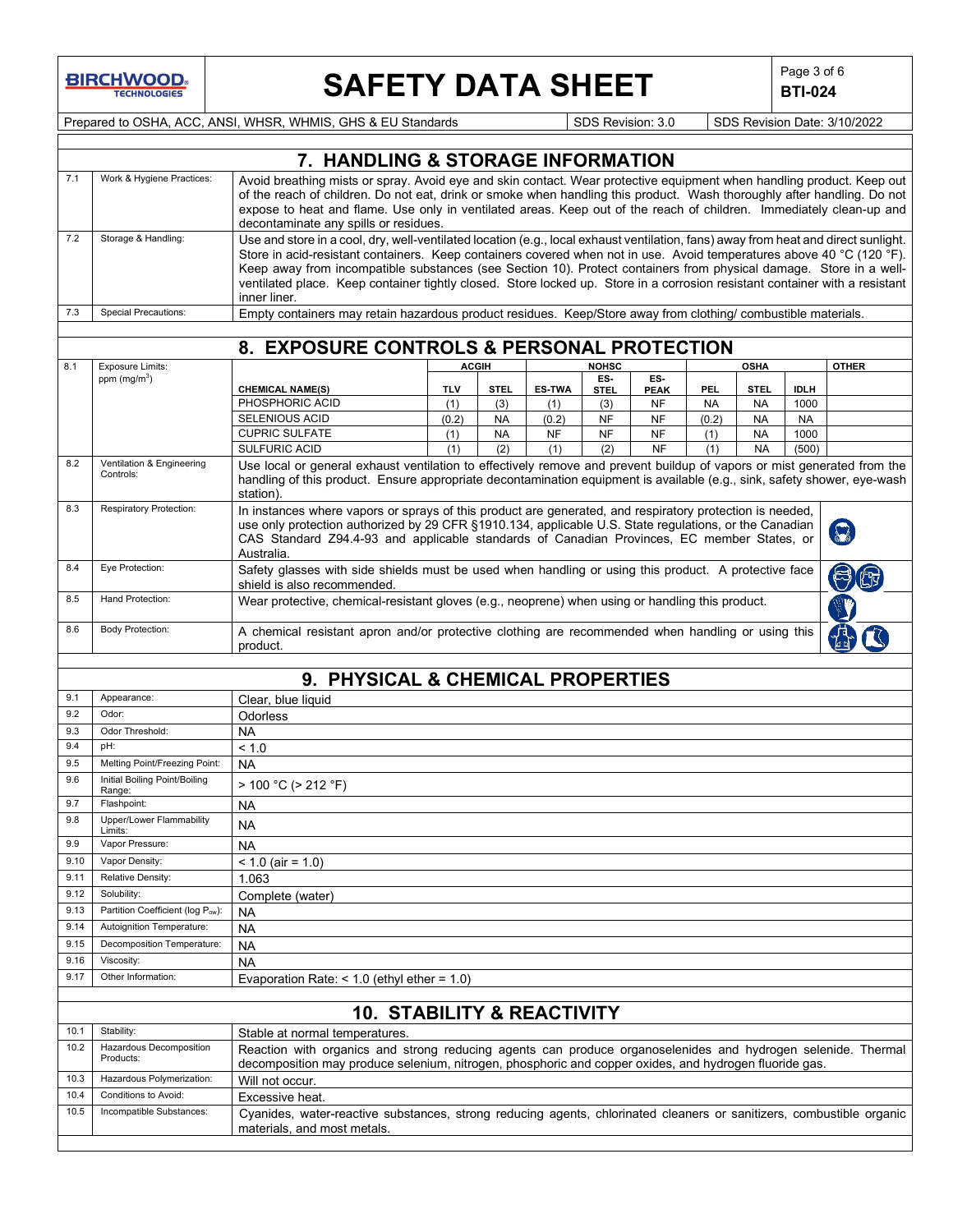## 7. HANDLING & STORAGE INFORMATION

| | | |
|---|---|---|
| 7.1 | Work & Hygiene Practices: | Avoid breathing mists or spray. Avoid eye and skin contact. Wear protective equipment when handling product. Keep out of the reach of children. Do not eat, drink or smoke when handling this product. Wash thoroughly after handling. Do not expose to heat and flame. Use only in ventilated areas. Keep out of the reach of children. Immediately clean-up and decontaminate any spills or residues. |
| 7.2 | Storage & Handling: | Use and store in a cool, dry, well-ventilated location (e.g., local exhaust ventilation, fans) away from heat and direct sunlight. Store in acid-resistant containers. Keep containers covered when not in use. Avoid temperatures above 40 °C (120 °F). Keep away from incompatible substances (see Section 10). Protect containers from physical damage. Store in a well-ventilated place. Keep container tightly closed. Store locked up. Store in a corrosion resistant container with a resistant inner liner. |
| 7.3 | Special Precautions: | Empty containers may retain hazardous product residues. Keep/Store away from clothing/ combustible materials. |

## 8. EXPOSURE CONTROLS & PERSONAL PROTECTION

8.1 Exposure Limits: ppm ($mg/m^3$)

| CHEMICAL NAME(S) | ACGIH | | NOHSC | | | OSHA | | | OTHER |
|---|---|---|---|---|---|---|---|---|---|
| | TLV | STEL | ES-TWA | ES-STEL | ES-PEAK | PEL | STEL | IDLH | |
| PHOSPHORIC ACID | (1) | (3) | (1) | (3) | NF | NA | NA | 1000 | |
| SELENIOUS ACID | (0.2) | NA | (0.2) | NF | NF | (0.2) | NA | NA | |
| CUPRIC SULFATE | (1) | NA | NF | NF | NF | (1) | NA | 1000 | |
| SULFURIC ACID | (1) | (2) | (1) | (2) | NF | (1) | NA | (500) | |

| | | |
|---|---|---|
| 8.2 | Ventilation & Engineering Controls: | Use local or general exhaust ventilation to effectively remove and prevent buildup of vapors or mist generated from the handling of this product. Ensure appropriate decontamination equipment is available (e.g., sink, safety shower, eye-wash station). |
| 8.3 | Respiratory Protection: | In instances where vapors or sprays of this product are generated, and respiratory protection is needed, use only protection authorized by 29 CFR §1910.134, applicable U.S. State regulations, or the Canadian CAS Standard Z94.4-93 and applicable standards of Canadian Provinces, EC member States, or Australia. |
| 8.4 | Eye Protection: | Safety glasses with side shields must be used when handling or using this product. A protective face shield is also recommended. |
| 8.5 | Hand Protection: | Wear protective, chemical-resistant gloves (e.g., neoprene) when using or handling this product. |
| 8.6 | Body Protection: | A chemical resistant apron and/or protective clothing are recommended when handling or using this product. |

## 9. PHYSICAL & CHEMICAL PROPERTIES

| | | |
|---|---|---|
| 9.1 | Appearance: | Clear, blue liquid |
| 9.2 | Odor: | Odorless |
| 9.3 | Odor Threshold: | NA |
| 9.4 | pH: | < 1.0 |
| 9.5 | Melting Point/Freezing Point: | NA |
| 9.6 | Initial Boiling Point/Boiling Range: | > 100 °C (> 212 °F) |
| 9.7 | Flashpoint: | NA |
| 9.8 | Upper/Lower Flammability Limits: | NA |
| 9.9 | Vapor Pressure: | NA |
| 9.10 | Vapor Density: | < 1.0 (air = 1.0) |
| 9.11 | Relative Density: | 1.063 |
| 9.12 | Solubility: | Complete (water) |
| 9.13 | Partition Coefficient (log $P_{ow}$): | NA |
| 9.14 | Autoignition Temperature: | NA |
| 9.15 | Decomposition Temperature: | NA |
| 9.16 | Viscosity: | NA |
| 9.17 | Other Information: | Evaporation Rate: < 1.0 (ethyl ether = 1.0) |

## 10. STABILITY & REACTIVITY

| | | |
|---|---|---|
| 10.1 | Stability: | Stable at normal temperatures. |
| 10.2 | Hazardous Decomposition Products: | Reaction with organics and strong reducing agents can produce organoselenides and hydrogen selenide. Thermal decomposition may produce selenium, nitrogen, phosphoric and copper oxides, and hydrogen fluoride gas. |
| 10.3 | Hazardous Polymerization: | Will not occur. |
| 10.4 | Conditions to Avoid: | Excessive heat. |
| 10.5 | Incompatible Substances: | Cyanides, water-reactive substances, strong reducing agents, chlorinated cleaners or sanitizers, combustible organic materials, and most metals. |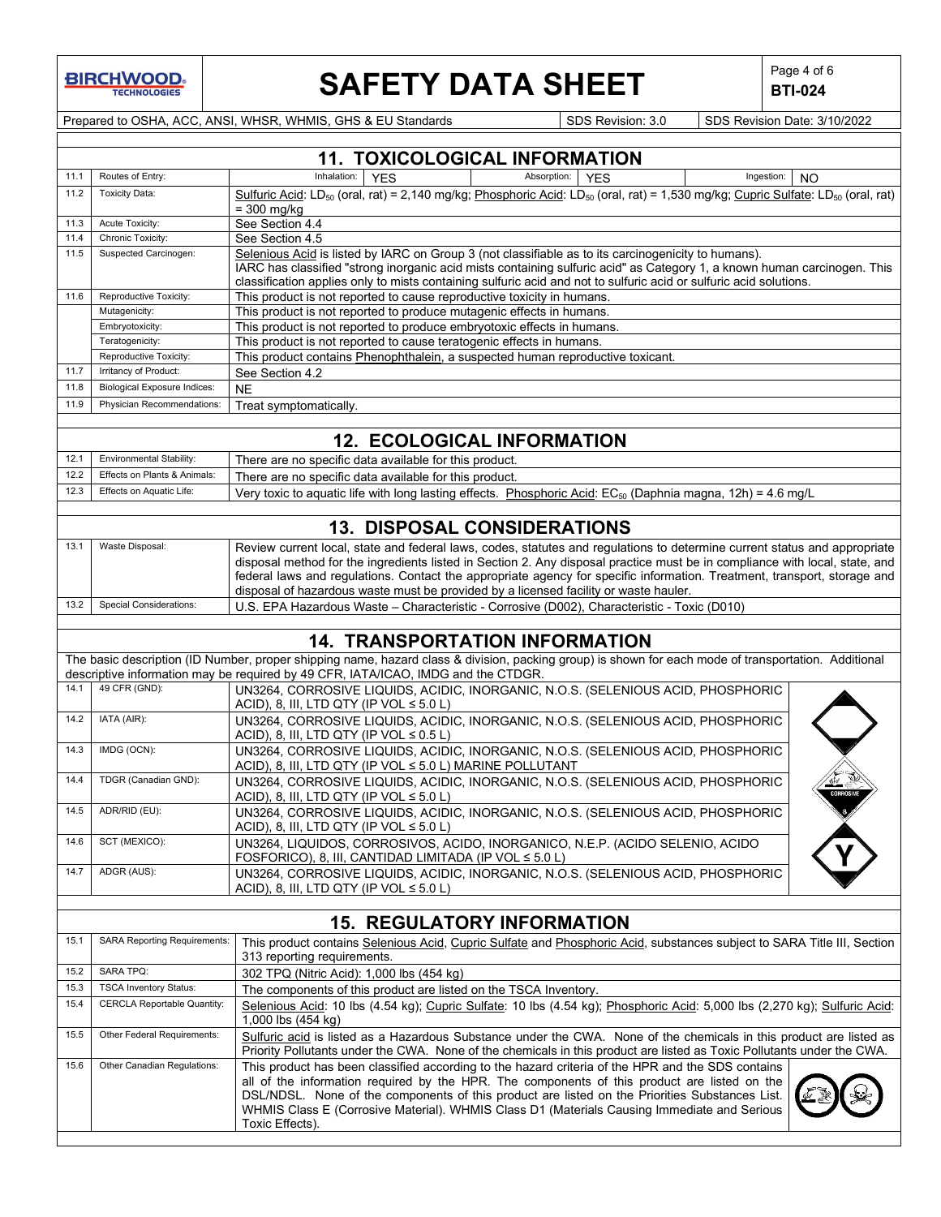## 11. TOXICOLOGICAL INFORMATION

| | | |
|---|---|---|
| 11.1 | Routes of Entry: | Inhalation: YES; Absorption: YES; Ingestion: NO |
| 11.2 | Toxicity Data: | Sulfuric Acid: $LD_{50}$ (oral, rat) = 2,140 mg/kg; Phosphoric Acid: $LD_{50}$ (oral, rat) = 1,530 mg/kg; Cupric Sulfate: $LD_{50}$ (oral, rat) = 300 mg/kg |
| 11.3 | Acute Toxicity: | See Section 4.4 |
| 11.4 | Chronic Toxicity: | See Section 4.5 |
| 11.5 | Suspected Carcinogen: | Selenious Acid is listed by IARC on Group 3 (not classifiable as to its carcinogenicity to humans). IARC has classified "strong inorganic acid mists containing sulfuric acid" as Category 1, a known human carcinogen. This classification applies only to mists containing sulfuric acid and not to sulfuric acid or sulfuric acid solutions. |
| 11.6 | Reproductive Toxicity: | This product is not reported to cause reproductive toxicity in humans. |
| | Mutagenicity: | This product is not reported to produce mutagenic effects in humans. |
| | Embryotoxicity: | This product is not reported to produce embryotoxic effects in humans. |
| | Teratogenicity: | This product is not reported to cause teratogenic effects in humans. |
| | Reproductive Toxicity: | This product contains Phenophthalein, a suspected human reproductive toxicant. |
| 11.7 | Irritancy of Product: | See Section 4.2 |
| 11.8 | Biological Exposure Indices: | NE |
| 11.9 | Physician Recommendations: | Treat symptomatically. |

## 12. ECOLOGICAL INFORMATION

| | | |
|---|---|---|
| 12.1 | Environmental Stability: | There are no specific data available for this product. |
| 12.2 | Effects on Plants & Animals: | There are no specific data available for this product. |
| 12.3 | Effects on Aquatic Life: | Very toxic to aquatic life with long lasting effects. Phosphoric Acid: $EC_{50}$ (Daphnia magna, 12h) = 4.6 mg/L |

## 13. DISPOSAL CONSIDERATIONS

| | | |
|---|---|---|
| 13.1 | Waste Disposal: | Review current local, state and federal laws, codes, statutes and regulations to determine current status and appropriate disposal method for the ingredients listed in Section 2. Any disposal practice must be in compliance with local, state, and federal laws and regulations. Contact the appropriate agency for specific information. Treatment, transport, storage and disposal of hazardous waste must be provided by a licensed facility or waste hauler. |
| 13.2 | Special Considerations: | U.S. EPA Hazardous Waste – Characteristic - Corrosive (D002), Characteristic - Toxic (D010) |

## 14. TRANSPORTATION INFORMATION

The basic description (ID Number, proper shipping name, hazard class & division, packing group) is shown for each mode of transportation. Additional descriptive information may be required by 49 CFR, IATA/ICAO, IMDG and the CTDGR.

| | | |
|---|---|---|
| 14.1 | 49 CFR (GND): | UN3264, CORROSIVE LIQUIDS, ACIDIC, INORGANIC, N.O.S. (SELENIOUS ACID, PHOSPHORIC ACID), 8, III, LTD QTY (IP VOL ≤ 5.0 L) |
| 14.2 | IATA (AIR): | UN3264, CORROSIVE LIQUIDS, ACIDIC, INORGANIC, N.O.S. (SELENIOUS ACID, PHOSPHORIC ACID), 8, III, LTD QTY (IP VOL ≤ 0.5 L) |
| 14.3 | IMDG (OCN): | UN3264, CORROSIVE LIQUIDS, ACIDIC, INORGANIC, N.O.S. (SELENIOUS ACID, PHOSPHORIC ACID), 8, III, LTD QTY (IP VOL ≤ 5.0 L) MARINE POLLUTANT |
| 14.4 | TDGR (Canadian GND): | UN3264, CORROSIVE LIQUIDS, ACIDIC, INORGANIC, N.O.S. (SELENIOUS ACID, PHOSPHORIC ACID), 8, III, LTD QTY (IP VOL ≤ 5.0 L) |
| 14.5 | ADR/RID (EU): | UN3264, CORROSIVE LIQUIDS, ACIDIC, INORGANIC, N.O.S. (SELENIOUS ACID, PHOSPHORIC ACID), 8, III, LTD QTY (IP VOL ≤ 5.0 L) |
| 14.6 | SCT (MEXICO): | UN3264, LIQUIDOS, CORROSIVOS, ACIDO, INORGANICO, N.E.P. (ACIDO SELENIO, ACIDO FOSFORICO), 8, III, CANTIDAD LIMITADA (IP VOL ≤ 5.0 L) |
| 14.7 | ADGR (AUS): | UN3264, CORROSIVE LIQUIDS, ACIDIC, INORGANIC, N.O.S. (SELENIOUS ACID, PHOSPHORIC ACID), 8, III, LTD QTY (IP VOL ≤ 5.0 L) |

## 15. REGULATORY INFORMATION

| | | |
|---|---|---|
| 15.1 | SARA Reporting Requirements: | This product contains Selenious Acid, Cupric Sulfate and Phosphoric Acid, substances subject to SARA Title III, Section 313 reporting requirements. |
| 15.2 | SARA TPQ: | 302 TPQ (Nitric Acid): 1,000 lbs (454 kg) |
| 15.3 | TSCA Inventory Status: | The components of this product are listed on the TSCA Inventory. |
| 15.4 | CERCLA Reportable Quantity: | Selenious Acid: 10 lbs (4.54 kg); Cupric Sulfate: 10 lbs (4.54 kg); Phosphoric Acid: 5,000 lbs (2,270 kg); Sulfuric Acid: 1,000 lbs (454 kg) |
| 15.5 | Other Federal Requirements: | Sulfuric acid is listed as a Hazardous Substance under the CWA. None of the chemicals in this product are listed as Priority Pollutants under the CWA. None of the chemicals in this product are listed as Toxic Pollutants under the CWA. |
| 15.6 | Other Canadian Regulations: | This product has been classified according to the hazard criteria of the HPR and the SDS contains all of the information required by the HPR. The components of this product are listed on the DSL/NDSL. None of the components of this product are listed on the Priorities Substances List. WHMIS Class E (Corrosive Material). WHMIS Class D1 (Materials Causing Immediate and Serious Toxic Effects). |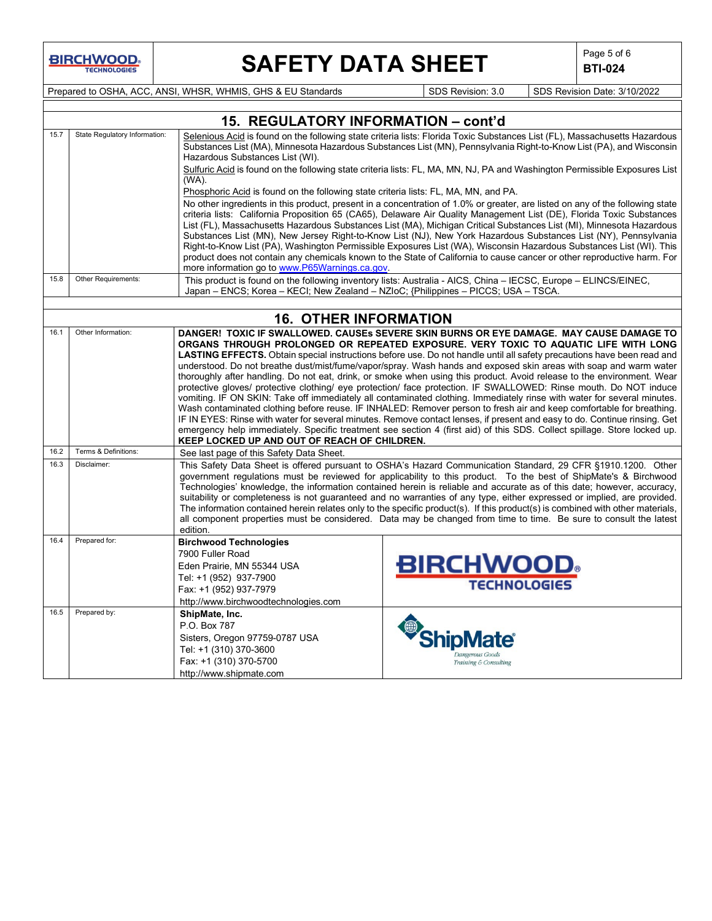## 15. REGULATORY INFORMATION – cont'd

| | | |
|---|---|---|
| 15.7 | State Regulatory Information: | Selenious Acid is found on the following state criteria lists: Florida Toxic Substances List (FL), Massachusetts Hazardous Substances List (MA), Minnesota Hazardous Substances List (MN), Pennsylvania Right-to-Know List (PA), and Wisconsin Hazardous Substances List (WI).<br>Sulfuric Acid is found on the following state criteria lists: FL, MA, MN, NJ, PA and Washington Permissible Exposures List (WA).<br>Phosphoric Acid is found on the following state criteria lists: FL, MA, MN, and PA.<br>No other ingredients in this product, present in a concentration of 1.0% or greater, are listed on any of the following state criteria lists: California Proposition 65 (CA65), Delaware Air Quality Management List (DE), Florida Toxic Substances List (FL), Massachusetts Hazardous Substances List (MA), Michigan Critical Substances List (MI), Minnesota Hazardous Substances List (MN), New Jersey Right-to-Know List (NJ), New York Hazardous Substances List (NY), Pennsylvania Right-to-Know List (PA), Washington Permissible Exposures List (WA), Wisconsin Hazardous Substances List (WI). This product does not contain any chemicals known to the State of California to cause cancer or other reproductive harm. For more information go to www.P65Warnings.ca.gov. |
| 15.8 | Other Requirements: | This product is found on the following inventory lists: Australia - AICS, China – IECSC, Europe – ELINCS/EINEC, Japan – ENCS; Korea – KECI; New Zealand – NZIoC; {Philippines – PICCS; USA – TSCA. |

## 16. OTHER INFORMATION

| | | |
|---|---|---|
| 16.1 | Other Information: | **DANGER! TOXIC IF SWALLOWED. CAUSEs SEVERE SKIN BURNS OR EYE DAMAGE. MAY CAUSE DAMAGE TO ORGANS THROUGH PROLONGED OR REPEATED EXPOSURE. VERY TOXIC TO AQUATIC LIFE WITH LONG LASTING EFFECTS.** Obtain special instructions before use. Do not handle until all safety precautions have been read and understood. Do not breathe dust/mist/fume/vapor/spray. Wash hands and exposed skin areas with soap and warm water thoroughly after handling. Do not eat, drink, or smoke when using this product. Avoid release to the environment. Wear protective gloves/ protective clothing/ eye protection/ face protection. IF SWALLOWED: Rinse mouth. Do NOT induce vomiting. IF ON SKIN: Take off immediately all contaminated clothing. Immediately rinse with water for several minutes. Wash contaminated clothing before reuse. IF INHALED: Remover person to fresh air and keep comfortable for breathing. IF IN EYES: Rinse with water for several minutes. Remove contact lenses, if present and easy to do. Continue rinsing. Get emergency help immediately. Specific treatment see section 4 (first aid) of this SDS. Collect spillage. Store locked up. **KEEP LOCKED UP AND OUT OF REACH OF CHILDREN.** |
| 16.2 | Terms & Definitions: | See last page of this Safety Data Sheet. |
| 16.3 | Disclaimer: | This Safety Data Sheet is offered pursuant to OSHA's Hazard Communication Standard, 29 CFR §1910.1200. Other government regulations must be reviewed for applicability to this product. To the best of ShipMate's & Birchwood Technologies' knowledge, the information contained herein is reliable and accurate as of this date; however, accuracy, suitability or completeness is not guaranteed and no warranties of any type, either expressed or implied, are provided. The information contained herein relates only to the specific product(s). If this product(s) is combined with other materials, all component properties must be considered. Data may be changed from time to time. Be sure to consult the latest edition. |
| 16.4 | Prepared for: | **Birchwood Technologies**<br>7900 Fuller Road<br>Eden Prairie, MN 55344 USA<br>Tel: +1 (952) 937-7900<br>Fax: +1 (952) 937-7979<br>http://www.birchwoodtechnologies.com |
| 16.5 | Prepared by: | **ShipMate, Inc.**<br>P.O. Box 787<br>Sisters, Oregon 97759-0787 USA<br>Tel: +1 (310) 370-3600<br>Fax: +1 (310) 370-5700<br>http://www.shipmate.com |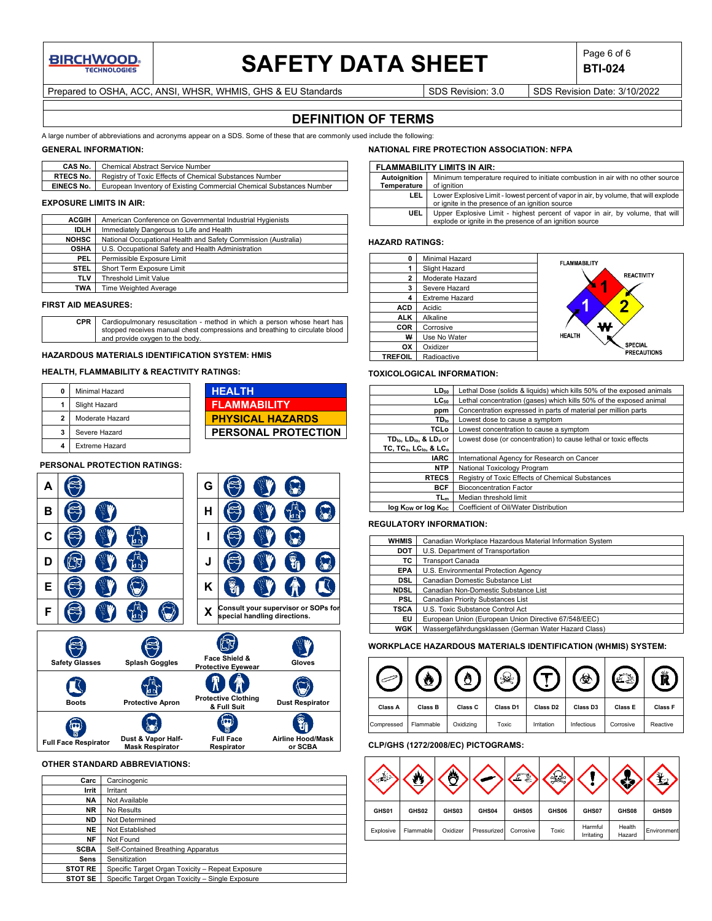# DEFINITION OF TERMS

A large number of abbreviations and acronyms appear on a SDS. Some of these that are commonly used include the following:

## GENERAL INFORMATION:

| | |
|---|---|
| **CAS No.** | Chemical Abstract Service Number |
| **RTECS No.** | Registry of Toxic Effects of Chemical Substances Number |
| **EINECS No.** | European Inventory of Existing Commercial Chemical Substances Number |

## EXPOSURE LIMITS IN AIR:

| | |
|---|---|
| **ACGIH** | American Conference on Governmental Industrial Hygienists |
| **IDLH** | Immediately Dangerous to Life and Health |
| **NOHSC** | National Occupational Health and Safety Commission (Australia) |
| **OSHA** | U.S. Occupational Safety and Health Administration |
| **PEL** | Permissible Exposure Limit |
| **STEL** | Short Term Exposure Limit |
| **TLV** | Threshold Limit Value |
| **TWA** | Time Weighted Average |

## FIRST AID MEASURES:

| | |
|---|---|
| **CPR** | Cardiopulmonary resuscitation - method in which a person whose heart has stopped receives manual chest compressions and breathing to circulate blood and provide oxygen to the body. |

## HAZARDOUS MATERIALS IDENTIFICATION SYSTEM: HMIS

### HEALTH, FLAMMABILITY & REACTIVITY RATINGS:

| | |
|---|---|
| **0** | Minimal Hazard |
| **1** | Slight Hazard |
| **2** | Moderate Hazard |
| **3** | Severe Hazard |
| **4** | Extreme Hazard |

HEALTH
FLAMMABILITY
PHYSICAL HAZARDS
PERSONAL PROTECTION

### PERSONAL PROTECTION RATINGS:

A, B, C, D, E, F, G, H, I, J, K

X Consult your supervisor or SOPs for special handling directions.

Safety Glasses, Splash Goggles, Face Shield & Protective Eyewear, Gloves, Boots, Protective Apron, Protective Clothing & Full Suit, Dust Respirator, Full Face Respirator, Dust & Vapor Half-Mask Respirator, Full Face Respirator, Airline Hood/Mask or SCBA

## OTHER STANDARD ABBREVIATIONS:

| | |
|---|---|
| **Carc** | Carcinogenic |
| **Irrit** | Irritant |
| **NA** | Not Available |
| **NR** | No Results |
| **ND** | Not Determined |
| **NE** | Not Established |
| **NF** | Not Found |
| **SCBA** | Self-Contained Breathing Apparatus |
| **Sens** | Sensitization |
| **STOT RE** | Specific Target Organ Toxicity – Repeat Exposure |
| **STOT SE** | Specific Target Organ Toxicity – Single Exposure |

## NATIONAL FIRE PROTECTION ASSOCIATION: NFPA

| FLAMMABILITY LIMITS IN AIR: | |
|---|---|
| **Autoignition Temperature** | Minimum temperature required to initiate combustion in air with no other source of ignition |
| **LEL** | Lower Explosive Limit - lowest percent of vapor in air, by volume, that will explode or ignite in the presence of an ignition source |
| **UEL** | Upper Explosive Limit - highest percent of vapor in air, by volume, that will explode or ignite in the presence of an ignition source |

### HAZARD RATINGS:

| | |
|---|---|
| **0** | Minimal Hazard |
| **1** | Slight Hazard |
| **2** | Moderate Hazard |
| **3** | Severe Hazard |
| **4** | Extreme Hazard |
| **ACD** | Acidic |
| **ALK** | Alkaline |
| **COR** | Corrosive |
| **W̶** | Use No Water |
| **OX** | Oxidizer |
| **TREFOIL** | Radioactive |

FLAMMABILITY
REACTIVITY
HEALTH
SPECIAL PRECAUTIONS
1
1
2
W̶

## TOXICOLOGICAL INFORMATION:

| | |
|---|---|
| **$LD_{50}$** | Lethal Dose (solids & liquids) which kills 50% of the exposed animals |
| **$LC_{50}$** | Lethal concentration (gases) which kills 50% of the exposed animal |
| **ppm** | Concentration expressed in parts of material per million parts |
| **$TD_{lo}$** | Lowest dose to cause a symptom |
| **TCLo** | Lowest concentration to cause a symptom |
| **$TD_{lo}$, $LD_{lo}$, & $LD_o$ or TC, $TC_o$, $LC_{lo}$, & $LC_o$** | Lowest dose (or concentration) to cause lethal or toxic effects |
| **IARC** | International Agency for Research on Cancer |
| **NTP** | National Toxicology Program |
| **RTECS** | Registry of Toxic Effects of Chemical Substances |
| **BCF** | Bioconcentration Factor |
| **$TL_m$** | Median threshold limit |
| **log $K_{OW}$ or log $K_{OC}$** | Coefficient of Oil/Water Distribution |

## REGULATORY INFORMATION:

| | |
|---|---|
| **WHMIS** | Canadian Workplace Hazardous Material Information System |
| **DOT** | U.S. Department of Transportation |
| **TC** | Transport Canada |
| **EPA** | U.S. Environmental Protection Agency |
| **DSL** | Canadian Domestic Substance List |
| **NDSL** | Canadian Non-Domestic Substance List |
| **PSL** | Canadian Priority Substances List |
| **TSCA** | U.S. Toxic Substance Control Act |
| **EU** | European Union (European Union Directive 67/548/EEC) |
| **WGK** | Wassergefährdungsklassen (German Water Hazard Class) |

## WORKPLACE HAZARDOUS MATERIALS IDENTIFICATION (WHMIS) SYSTEM:

| Class A | Class B | Class C | Class D1 | Class D2 | Class D3 | Class E | Class F |
|---|---|---|---|---|---|---|---|
| Compressed | Flammable | Oxidizing | Toxic | Irritation | Infectious | Corrosive | Reactive |

## CLP/GHS (1272/2008/EC) PICTOGRAMS:

| GHS01 | GHS02 | GHS03 | GHS04 | GHS05 | GHS06 | GHS07 | GHS08 | GHS09 |
|---|---|---|---|---|---|---|---|---|
| Explosive | Flammable | Oxidizer | Pressurized | Corrosive | Toxic | Harmful Irritating | Health Hazard | Environment |